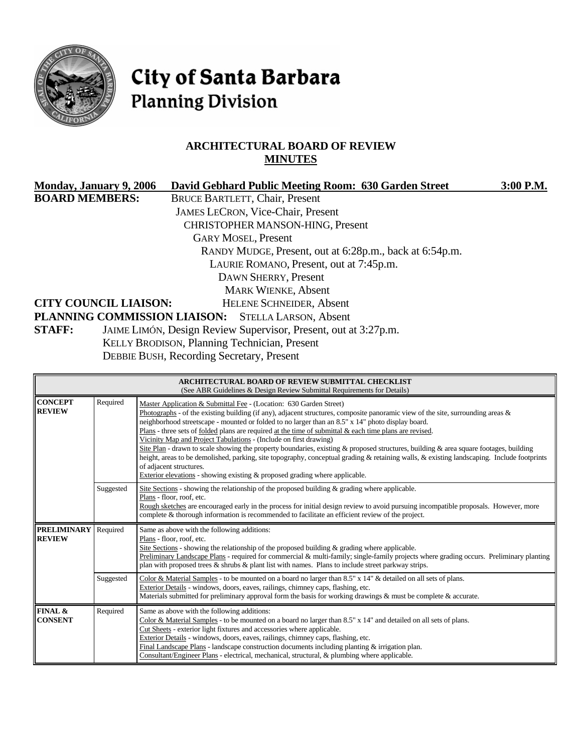# City of Santa Barbara
## Planning Division

### ARCHITECTURAL BOARD OF REVIEW
### MINUTES

**Monday, January 9, 2006** **David Gebhard Public Meeting Room: 630 Garden Street** **3:00 P.M.**

**BOARD MEMBERS:**
BRUCE BARTLETT, Chair, Present
JAMES LECRON, Vice-Chair, Present
CHRISTOPHER MANSON-HING, Present
GARY MOSEL, Present
RANDY MUDGE, Present, out at 6:28p.m., back at 6:54p.m.
LAURIE ROMANO, Present, out at 7:45p.m.
DAWN SHERRY, Present
MARK WIENKE, Absent

**CITY COUNCIL LIAISON:** HELENE SCHNEIDER, Absent

**PLANNING COMMISSION LIAISON:** STELLA LARSON, Absent

**STAFF:**
JAIME LIMÓN, Design Review Supervisor, Present, out at 3:27p.m.
KELLY BRODISON, Planning Technician, Present
DEBBIE BUSH, Recording Secretary, Present

| ARCHITECTURAL BOARD OF REVIEW SUBMITTAL CHECKLIST (See ABR Guidelines & Design Review Submittal Requirements for Details) | | |
|---|---|---|
| **CONCEPT REVIEW** | Required | Master Application & Submittal Fee - (Location: 630 Garden Street)<br>Photographs - of the existing building (if any), adjacent structures, composite panoramic view of the site, surrounding areas & neighborhood streetscape - mounted or folded to no larger than an 8.5" x 14" photo display board.<br>Plans - three sets of folded plans are required at the time of submittal & each time plans are revised.<br>Vicinity Map and Project Tabulations - (Include on first drawing)<br>Site Plan - drawn to scale showing the property boundaries, existing & proposed structures, building & area square footages, building height, areas to be demolished, parking, site topography, conceptual grading & retaining walls, & existing landscaping. Include footprints of adjacent structures.<br>Exterior elevations - showing existing & proposed grading where applicable. |
| | Suggested | Site Sections - showing the relationship of the proposed building & grading where applicable.<br>Plans - floor, roof, etc.<br>Rough sketches are encouraged early in the process for initial design review to avoid pursuing incompatible proposals. However, more complete & thorough information is recommended to facilitate an efficient review of the project. |
| **PRELIMINARY REVIEW** | Required | Same as above with the following additions:<br>Plans - floor, roof, etc.<br>Site Sections - showing the relationship of the proposed building & grading where applicable.<br>Preliminary Landscape Plans - required for commercial & multi-family; single-family projects where grading occurs. Preliminary planting plan with proposed trees & shrubs & plant list with names. Plans to include street parkway strips. |
| | Suggested | Color & Material Samples - to be mounted on a board no larger than 8.5" x 14" & detailed on all sets of plans.<br>Exterior Details - windows, doors, eaves, railings, chimney caps, flashing, etc.<br>Materials submitted for preliminary approval form the basis for working drawings & must be complete & accurate. |
| **FINAL & CONSENT** | Required | Same as above with the following additions:<br>Color & Material Samples - to be mounted on a board no larger than 8.5" x 14" and detailed on all sets of plans.<br>Cut Sheets - exterior light fixtures and accessories where applicable.<br>Exterior Details - windows, doors, eaves, railings, chimney caps, flashing, etc.<br>Final Landscape Plans - landscape construction documents including planting & irrigation plan.<br>Consultant/Engineer Plans - electrical, mechanical, structural, & plumbing where applicable. |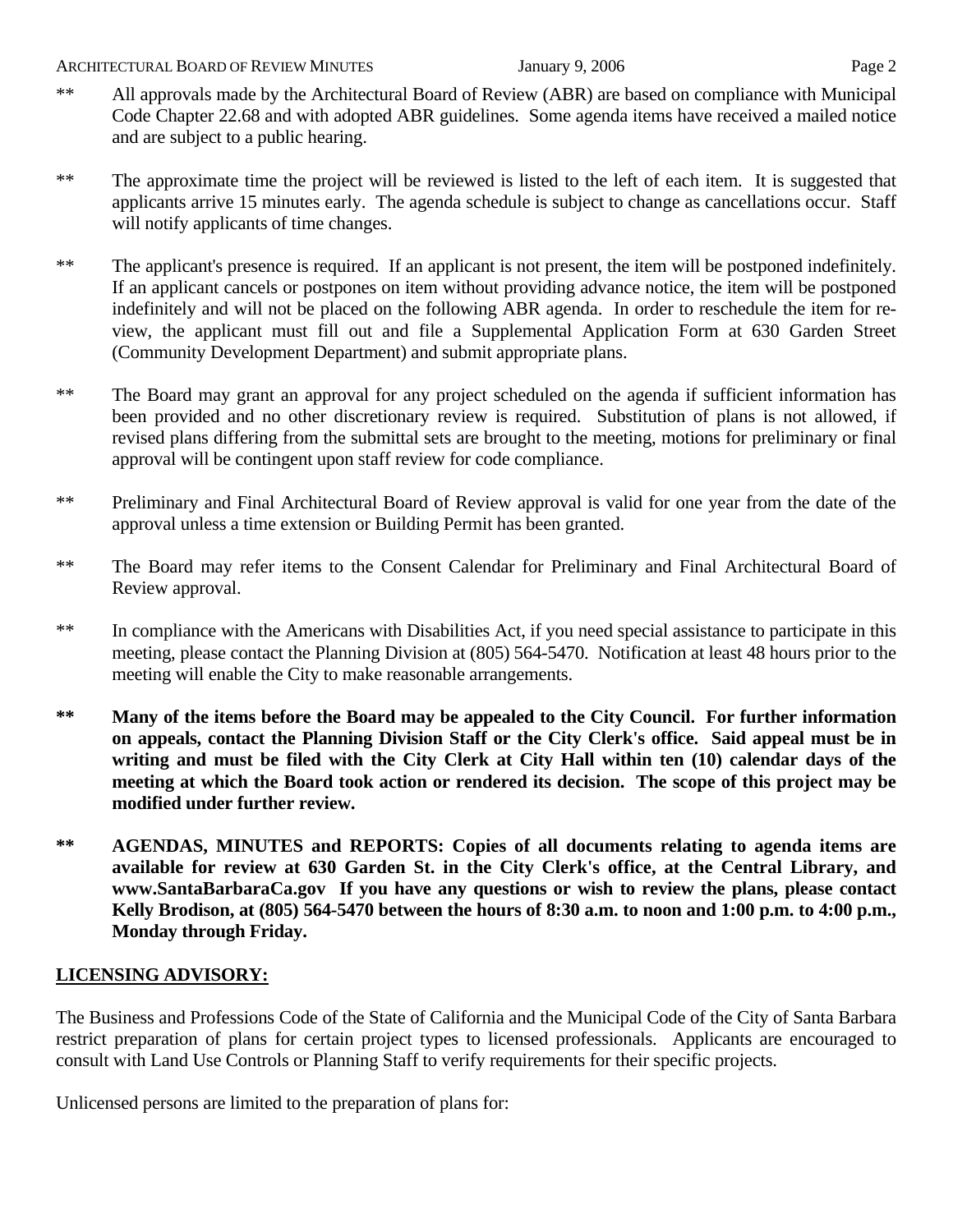** All approvals made by the Architectural Board of Review (ABR) are based on compliance with Municipal Code Chapter 22.68 and with adopted ABR guidelines. Some agenda items have received a mailed notice and are subject to a public hearing.

** The approximate time the project will be reviewed is listed to the left of each item. It is suggested that applicants arrive 15 minutes early. The agenda schedule is subject to change as cancellations occur. Staff will notify applicants of time changes.

** The applicant's presence is required. If an applicant is not present, the item will be postponed indefinitely. If an applicant cancels or postpones on item without providing advance notice, the item will be postponed indefinitely and will not be placed on the following ABR agenda. In order to reschedule the item for re-view, the applicant must fill out and file a Supplemental Application Form at 630 Garden Street (Community Development Department) and submit appropriate plans.

** The Board may grant an approval for any project scheduled on the agenda if sufficient information has been provided and no other discretionary review is required. Substitution of plans is not allowed, if revised plans differing from the submittal sets are brought to the meeting, motions for preliminary or final approval will be contingent upon staff review for code compliance.

** Preliminary and Final Architectural Board of Review approval is valid for one year from the date of the approval unless a time extension or Building Permit has been granted.

** The Board may refer items to the Consent Calendar for Preliminary and Final Architectural Board of Review approval.

** In compliance with the Americans with Disabilities Act, if you need special assistance to participate in this meeting, please contact the Planning Division at (805) 564-5470. Notification at least 48 hours prior to the meeting will enable the City to make reasonable arrangements.

**\*\* Many of the items before the Board may be appealed to the City Council. For further information on appeals, contact the Planning Division Staff or the City Clerk's office. Said appeal must be in writing and must be filed with the City Clerk at City Hall within ten (10) calendar days of the meeting at which the Board took action or rendered its decision. The scope of this project may be modified under further review.**

**\*\* AGENDAS, MINUTES and REPORTS: Copies of all documents relating to agenda items are available for review at 630 Garden St. in the City Clerk's office, at the Central Library, and www.SantaBarbaraCa.gov If you have any questions or wish to review the plans, please contact Kelly Brodison, at (805) 564-5470 between the hours of 8:30 a.m. to noon and 1:00 p.m. to 4:00 p.m., Monday through Friday.**

**LICENSING ADVISORY:**

The Business and Professions Code of the State of California and the Municipal Code of the City of Santa Barbara restrict preparation of plans for certain project types to licensed professionals. Applicants are encouraged to consult with Land Use Controls or Planning Staff to verify requirements for their specific projects.

Unlicensed persons are limited to the preparation of plans for: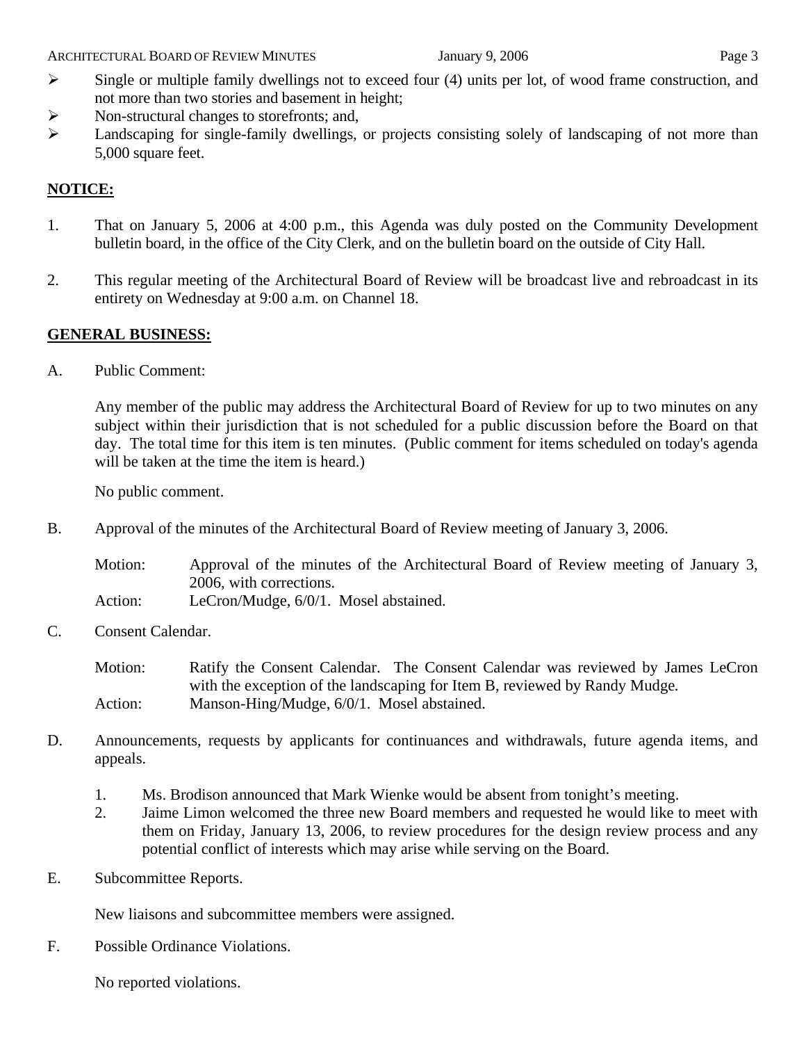- Single or multiple family dwellings not to exceed four (4) units per lot, of wood frame construction, and not more than two stories and basement in height;
- Non-structural changes to storefronts; and,
- Landscaping for single-family dwellings, or projects consisting solely of landscaping of not more than 5,000 square feet.

**NOTICE:**

1. That on January 5, 2006 at 4:00 p.m., this Agenda was duly posted on the Community Development bulletin board, in the office of the City Clerk, and on the bulletin board on the outside of City Hall.

2. This regular meeting of the Architectural Board of Review will be broadcast live and rebroadcast in its entirety on Wednesday at 9:00 a.m. on Channel 18.

**GENERAL BUSINESS:**

A. Public Comment:

   Any member of the public may address the Architectural Board of Review for up to two minutes on any subject within their jurisdiction that is not scheduled for a public discussion before the Board on that day. The total time for this item is ten minutes. (Public comment for items scheduled on today's agenda will be taken at the time the item is heard.)

   No public comment.

B. Approval of the minutes of the Architectural Board of Review meeting of January 3, 2006.

   Motion: Approval of the minutes of the Architectural Board of Review meeting of January 3, 2006, with corrections.
   Action: LeCron/Mudge, 6/0/1. Mosel abstained.

C. Consent Calendar.

   Motion: Ratify the Consent Calendar. The Consent Calendar was reviewed by James LeCron with the exception of the landscaping for Item B, reviewed by Randy Mudge.
   Action: Manson-Hing/Mudge, 6/0/1. Mosel abstained.

D. Announcements, requests by applicants for continuances and withdrawals, future agenda items, and appeals.

   1. Ms. Brodison announced that Mark Wienke would be absent from tonight's meeting.
   2. Jaime Limon welcomed the three new Board members and requested he would like to meet with them on Friday, January 13, 2006, to review procedures for the design review process and any potential conflict of interests which may arise while serving on the Board.

E. Subcommittee Reports.

   New liaisons and subcommittee members were assigned.

F. Possible Ordinance Violations.

   No reported violations.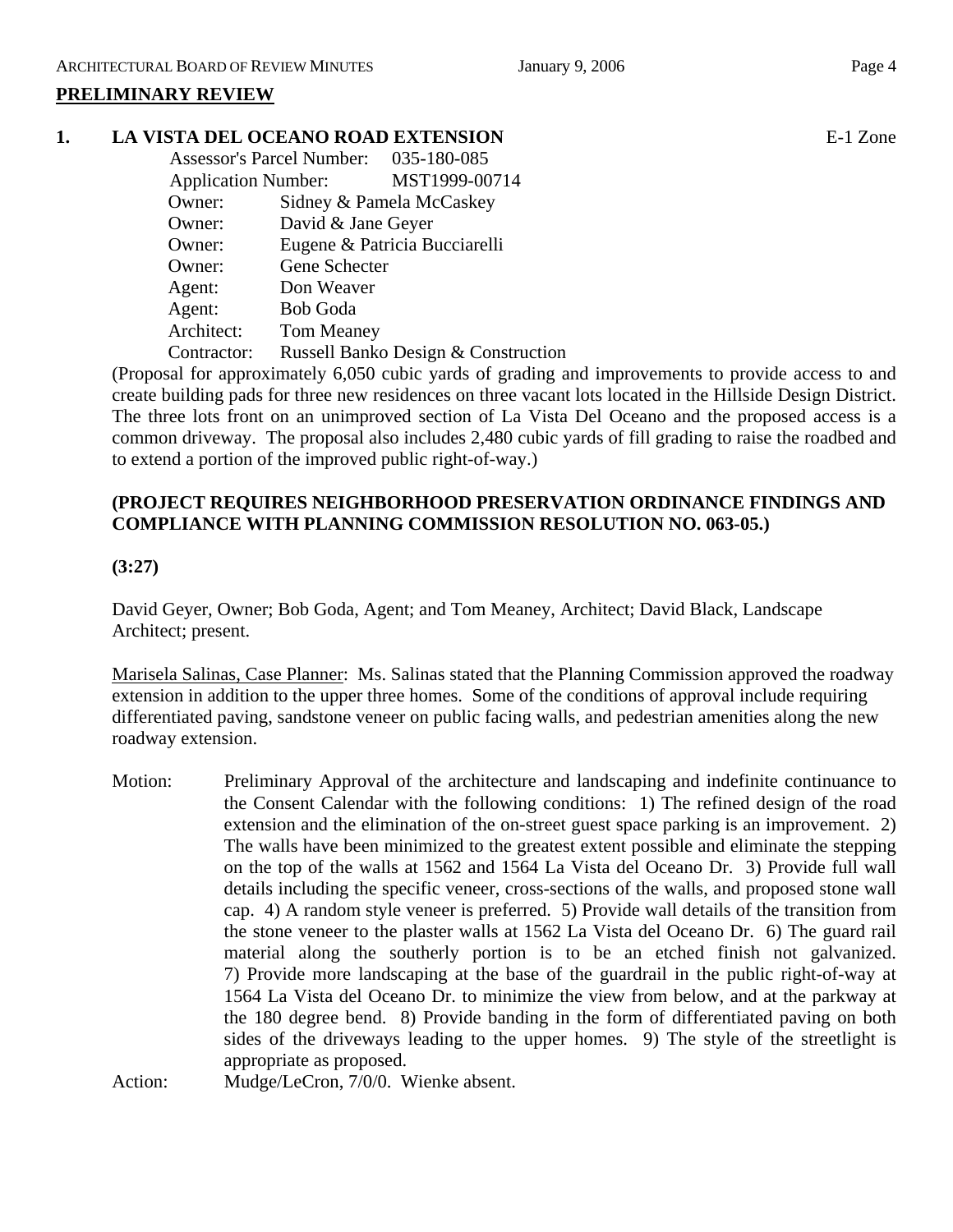## PRELIMINARY REVIEW

**1. LA VISTA DEL OCEANO ROAD EXTENSION** E-1 Zone

Assessor's Parcel Number: 035-180-085
Application Number: MST1999-00714
Owner: Sidney & Pamela McCaskey
Owner: David & Jane Geyer
Owner: Eugene & Patricia Bucciarelli
Owner: Gene Schecter
Agent: Don Weaver
Agent: Bob Goda
Architect: Tom Meaney
Contractor: Russell Banko Design & Construction

(Proposal for approximately 6,050 cubic yards of grading and improvements to provide access to and create building pads for three new residences on three vacant lots located in the Hillside Design District. The three lots front on an unimproved section of La Vista Del Oceano and the proposed access is a common driveway. The proposal also includes 2,480 cubic yards of fill grading to raise the roadbed and to extend a portion of the improved public right-of-way.)

**(PROJECT REQUIRES NEIGHBORHOOD PRESERVATION ORDINANCE FINDINGS AND COMPLIANCE WITH PLANNING COMMISSION RESOLUTION NO. 063-05.)**

**(3:27)**

David Geyer, Owner; Bob Goda, Agent; and Tom Meaney, Architect; David Black, Landscape Architect; present.

Marisela Salinas, Case Planner: Ms. Salinas stated that the Planning Commission approved the roadway extension in addition to the upper three homes. Some of the conditions of approval include requiring differentiated paving, sandstone veneer on public facing walls, and pedestrian amenities along the new roadway extension.

Motion: Preliminary Approval of the architecture and landscaping and indefinite continuance to the Consent Calendar with the following conditions: 1) The refined design of the road extension and the elimination of the on-street guest space parking is an improvement. 2) The walls have been minimized to the greatest extent possible and eliminate the stepping on the top of the walls at 1562 and 1564 La Vista del Oceano Dr. 3) Provide full wall details including the specific veneer, cross-sections of the walls, and proposed stone wall cap. 4) A random style veneer is preferred. 5) Provide wall details of the transition from the stone veneer to the plaster walls at 1562 La Vista del Oceano Dr. 6) The guard rail material along the southerly portion is to be an etched finish not galvanized. 7) Provide more landscaping at the base of the guardrail in the public right-of-way at 1564 La Vista del Oceano Dr. to minimize the view from below, and at the parkway at the 180 degree bend. 8) Provide banding in the form of differentiated paving on both sides of the driveways leading to the upper homes. 9) The style of the streetlight is appropriate as proposed.

Action: Mudge/LeCron, 7/0/0. Wienke absent.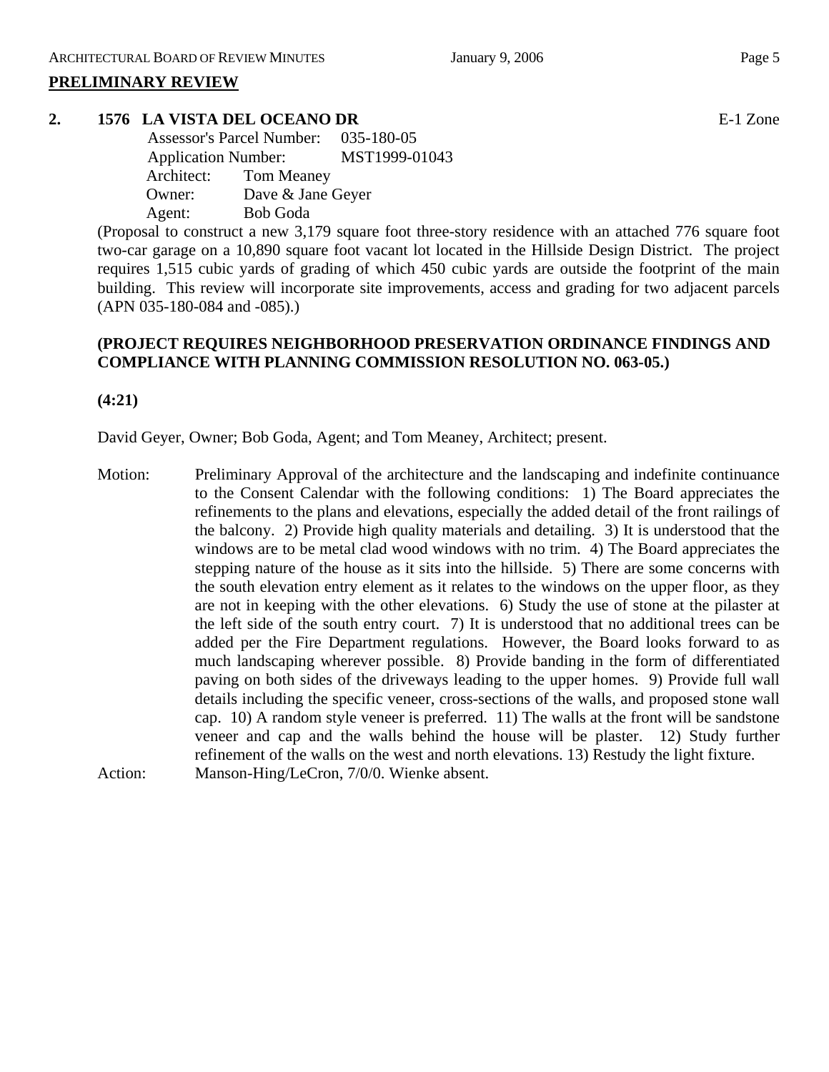## PRELIMINARY REVIEW

### 2. 1576 LA VISTA DEL OCEANO DR E-1 Zone

Assessor's Parcel Number: 035-180-05
Application Number: MST1999-01043
Architect: Tom Meaney
Owner: Dave & Jane Geyer
Agent: Bob Goda

(Proposal to construct a new 3,179 square foot three-story residence with an attached 776 square foot two-car garage on a 10,890 square foot vacant lot located in the Hillside Design District. The project requires 1,515 cubic yards of grading of which 450 cubic yards are outside the footprint of the main building. This review will incorporate site improvements, access and grading for two adjacent parcels (APN 035-180-084 and -085).)

**(PROJECT REQUIRES NEIGHBORHOOD PRESERVATION ORDINANCE FINDINGS AND COMPLIANCE WITH PLANNING COMMISSION RESOLUTION NO. 063-05.)**

**(4:21)**

David Geyer, Owner; Bob Goda, Agent; and Tom Meaney, Architect; present.

Motion: Preliminary Approval of the architecture and the landscaping and indefinite continuance to the Consent Calendar with the following conditions: 1) The Board appreciates the refinements to the plans and elevations, especially the added detail of the front railings of the balcony. 2) Provide high quality materials and detailing. 3) It is understood that the windows are to be metal clad wood windows with no trim. 4) The Board appreciates the stepping nature of the house as it sits into the hillside. 5) There are some concerns with the south elevation entry element as it relates to the windows on the upper floor, as they are not in keeping with the other elevations. 6) Study the use of stone at the pilaster at the left side of the south entry court. 7) It is understood that no additional trees can be added per the Fire Department regulations. However, the Board looks forward to as much landscaping wherever possible. 8) Provide banding in the form of differentiated paving on both sides of the driveways leading to the upper homes. 9) Provide full wall details including the specific veneer, cross-sections of the walls, and proposed stone wall cap. 10) A random style veneer is preferred. 11) The walls at the front will be sandstone veneer and cap and the walls behind the house will be plaster. 12) Study further refinement of the walls on the west and north elevations. 13) Restudy the light fixture.

Action: Manson-Hing/LeCron, 7/0/0. Wienke absent.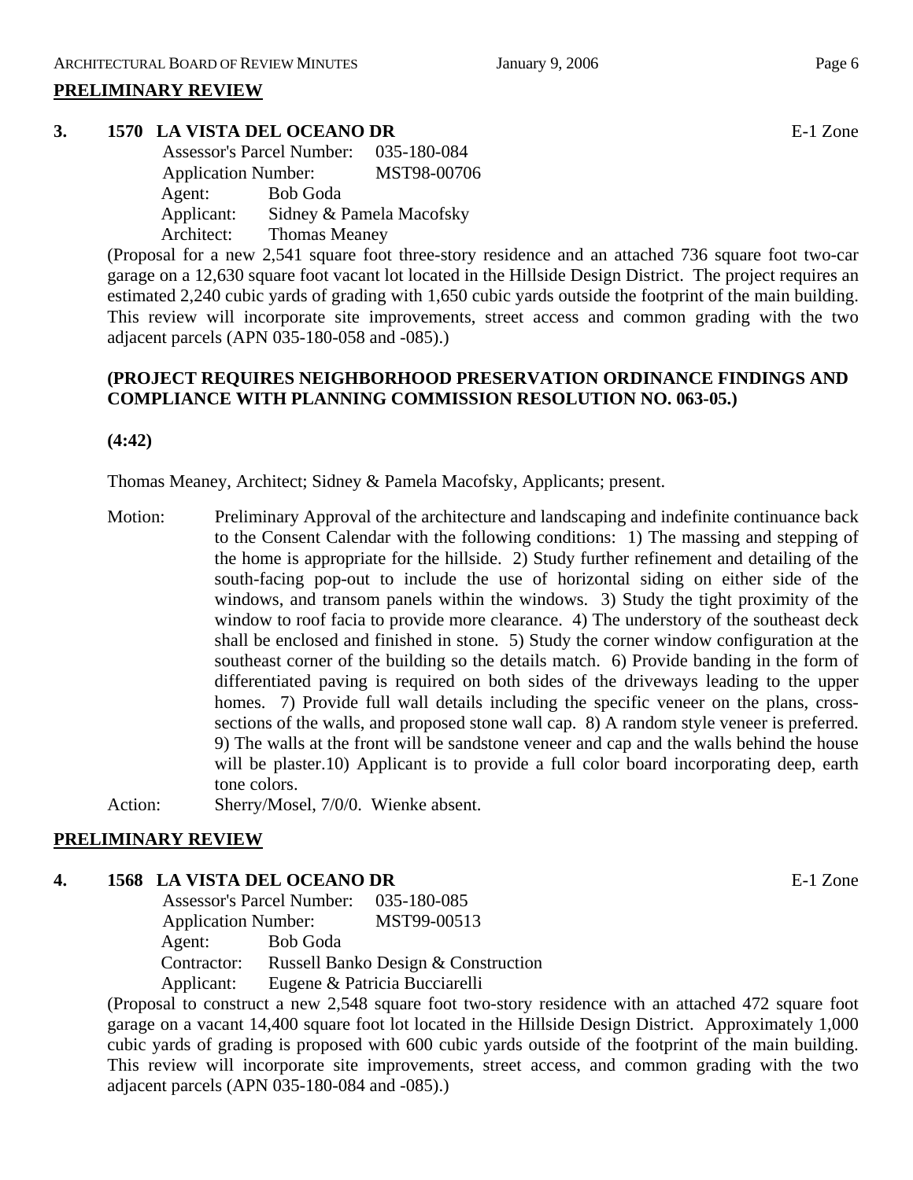## PRELIMINARY REVIEW

### 3. 1570 LA VISTA DEL OCEANO DR

E-1 Zone

Assessor's Parcel Number: 035-180-084
Application Number: MST98-00706
Agent: Bob Goda
Applicant: Sidney & Pamela Macofsky
Architect: Thomas Meaney

(Proposal for a new 2,541 square foot three-story residence and an attached 736 square foot two-car garage on a 12,630 square foot vacant lot located in the Hillside Design District. The project requires an estimated 2,240 cubic yards of grading with 1,650 cubic yards outside the footprint of the main building. This review will incorporate site improvements, street access and common grading with the two adjacent parcels (APN 035-180-058 and -085).)

**(PROJECT REQUIRES NEIGHBORHOOD PRESERVATION ORDINANCE FINDINGS AND COMPLIANCE WITH PLANNING COMMISSION RESOLUTION NO. 063-05.)**

**(4:42)**

Thomas Meaney, Architect; Sidney & Pamela Macofsky, Applicants; present.

Motion: Preliminary Approval of the architecture and landscaping and indefinite continuance back to the Consent Calendar with the following conditions: 1) The massing and stepping of the home is appropriate for the hillside. 2) Study further refinement and detailing of the south-facing pop-out to include the use of horizontal siding on either side of the windows, and transom panels within the windows. 3) Study the tight proximity of the window to roof facia to provide more clearance. 4) The understory of the southeast deck shall be enclosed and finished in stone. 5) Study the corner window configuration at the southeast corner of the building so the details match. 6) Provide banding in the form of differentiated paving is required on both sides of the driveways leading to the upper homes. 7) Provide full wall details including the specific veneer on the plans, cross-sections of the walls, and proposed stone wall cap. 8) A random style veneer is preferred. 9) The walls at the front will be sandstone veneer and cap and the walls behind the house will be plaster.10) Applicant is to provide a full color board incorporating deep, earth tone colors.

Action: Sherry/Mosel, 7/0/0. Wienke absent.

## PRELIMINARY REVIEW

### 4. 1568 LA VISTA DEL OCEANO DR

E-1 Zone

Assessor's Parcel Number: 035-180-085
Application Number: MST99-00513
Agent: Bob Goda
Contractor: Russell Banko Design & Construction
Applicant: Eugene & Patricia Bucciarelli

(Proposal to construct a new 2,548 square foot two-story residence with an attached 472 square foot garage on a vacant 14,400 square foot lot located in the Hillside Design District. Approximately 1,000 cubic yards of grading is proposed with 600 cubic yards outside of the footprint of the main building. This review will incorporate site improvements, street access, and common grading with the two adjacent parcels (APN 035-180-084 and -085).)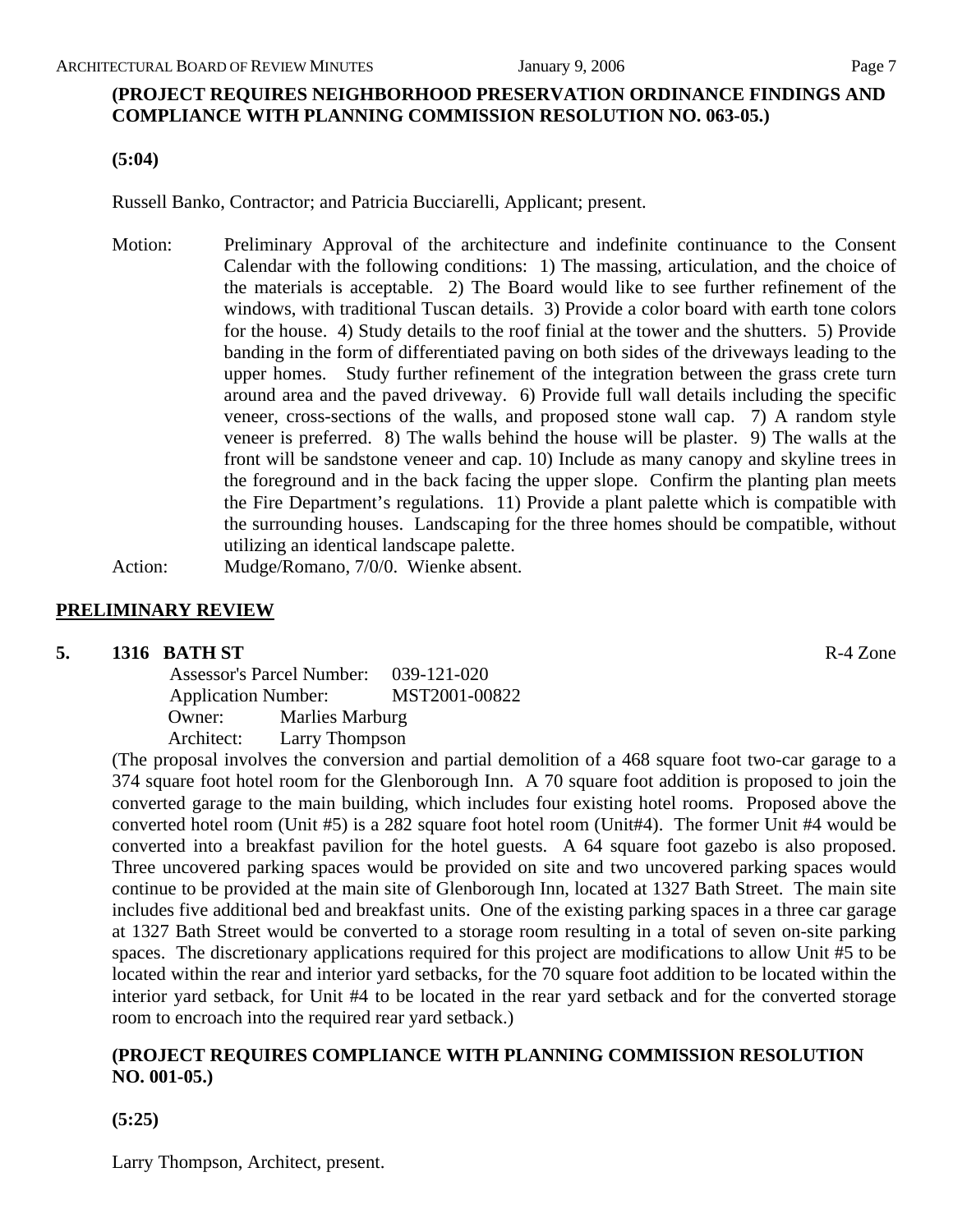**(PROJECT REQUIRES NEIGHBORHOOD PRESERVATION ORDINANCE FINDINGS AND COMPLIANCE WITH PLANNING COMMISSION RESOLUTION NO. 063-05.)**

**(5:04)**

Russell Banko, Contractor; and Patricia Bucciarelli, Applicant; present.

Motion: Preliminary Approval of the architecture and indefinite continuance to the Consent Calendar with the following conditions: 1) The massing, articulation, and the choice of the materials is acceptable. 2) The Board would like to see further refinement of the windows, with traditional Tuscan details. 3) Provide a color board with earth tone colors for the house. 4) Study details to the roof finial at the tower and the shutters. 5) Provide banding in the form of differentiated paving on both sides of the driveways leading to the upper homes. Study further refinement of the integration between the grass crete turn around area and the paved driveway. 6) Provide full wall details including the specific veneer, cross-sections of the walls, and proposed stone wall cap. 7) A random style veneer is preferred. 8) The walls behind the house will be plaster. 9) The walls at the front will be sandstone veneer and cap. 10) Include as many canopy and skyline trees in the foreground and in the back facing the upper slope. Confirm the planting plan meets the Fire Department's regulations. 11) Provide a plant palette which is compatible with the surrounding houses. Landscaping for the three homes should be compatible, without utilizing an identical landscape palette.

Action: Mudge/Romano, 7/0/0. Wienke absent.

## PRELIMINARY REVIEW

**5. 1316 BATH ST** R-4 Zone

Assessor's Parcel Number: 039-121-020
Application Number: MST2001-00822
Owner: Marlies Marburg
Architect: Larry Thompson

(The proposal involves the conversion and partial demolition of a 468 square foot two-car garage to a 374 square foot hotel room for the Glenborough Inn. A 70 square foot addition is proposed to join the converted garage to the main building, which includes four existing hotel rooms. Proposed above the converted hotel room (Unit #5) is a 282 square foot hotel room (Unit#4). The former Unit #4 would be converted into a breakfast pavilion for the hotel guests. A 64 square foot gazebo is also proposed. Three uncovered parking spaces would be provided on site and two uncovered parking spaces would continue to be provided at the main site of Glenborough Inn, located at 1327 Bath Street. The main site includes five additional bed and breakfast units. One of the existing parking spaces in a three car garage at 1327 Bath Street would be converted to a storage room resulting in a total of seven on-site parking spaces. The discretionary applications required for this project are modifications to allow Unit #5 to be located within the rear and interior yard setbacks, for the 70 square foot addition to be located within the interior yard setback, for Unit #4 to be located in the rear yard setback and for the converted storage room to encroach into the required rear yard setback.)

**(PROJECT REQUIRES COMPLIANCE WITH PLANNING COMMISSION RESOLUTION NO. 001-05.)**

**(5:25)**

Larry Thompson, Architect, present.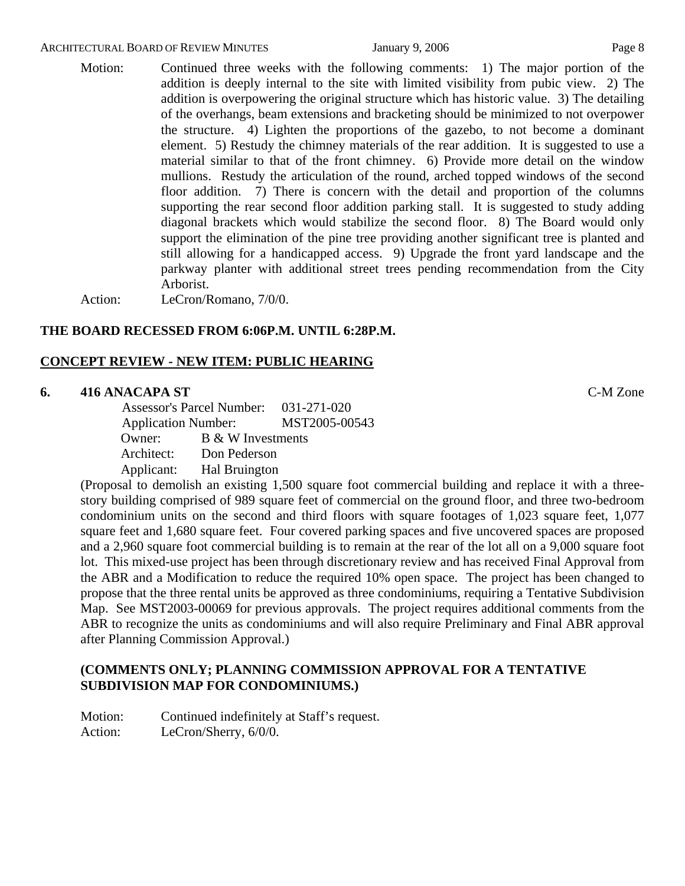Motion: Continued three weeks with the following comments: 1) The major portion of the addition is deeply internal to the site with limited visibility from pubic view. 2) The addition is overpowering the original structure which has historic value. 3) The detailing of the overhangs, beam extensions and bracketing should be minimized to not overpower the structure. 4) Lighten the proportions of the gazebo, to not become a dominant element. 5) Restudy the chimney materials of the rear addition. It is suggested to use a material similar to that of the front chimney. 6) Provide more detail on the window mullions. Restudy the articulation of the round, arched topped windows of the second floor addition. 7) There is concern with the detail and proportion of the columns supporting the rear second floor addition parking stall. It is suggested to study adding diagonal brackets which would stabilize the second floor. 8) The Board would only support the elimination of the pine tree providing another significant tree is planted and still allowing for a handicapped access. 9) Upgrade the front yard landscape and the parkway planter with additional street trees pending recommendation from the City Arborist.

Action: LeCron/Romano, 7/0/0.

**THE BOARD RECESSED FROM 6:06P.M. UNTIL 6:28P.M.**

**CONCEPT REVIEW - NEW ITEM: PUBLIC HEARING**

**6. 416 ANACAPA ST** C-M Zone

Assessor's Parcel Number: 031-271-020
Application Number: MST2005-00543
Owner: B & W Investments
Architect: Don Pederson
Applicant: Hal Bruington

(Proposal to demolish an existing 1,500 square foot commercial building and replace it with a three-story building comprised of 989 square feet of commercial on the ground floor, and three two-bedroom condominium units on the second and third floors with square footages of 1,023 square feet, 1,077 square feet and 1,680 square feet. Four covered parking spaces and five uncovered spaces are proposed and a 2,960 square foot commercial building is to remain at the rear of the lot all on a 9,000 square foot lot. This mixed-use project has been through discretionary review and has received Final Approval from the ABR and a Modification to reduce the required 10% open space. The project has been changed to propose that the three rental units be approved as three condominiums, requiring a Tentative Subdivision Map. See MST2003-00069 for previous approvals. The project requires additional comments from the ABR to recognize the units as condominiums and will also require Preliminary and Final ABR approval after Planning Commission Approval.)

**(COMMENTS ONLY; PLANNING COMMISSION APPROVAL FOR A TENTATIVE SUBDIVISION MAP FOR CONDOMINIUMS.)**

Motion: Continued indefinitely at Staff's request.

Action: LeCron/Sherry, 6/0/0.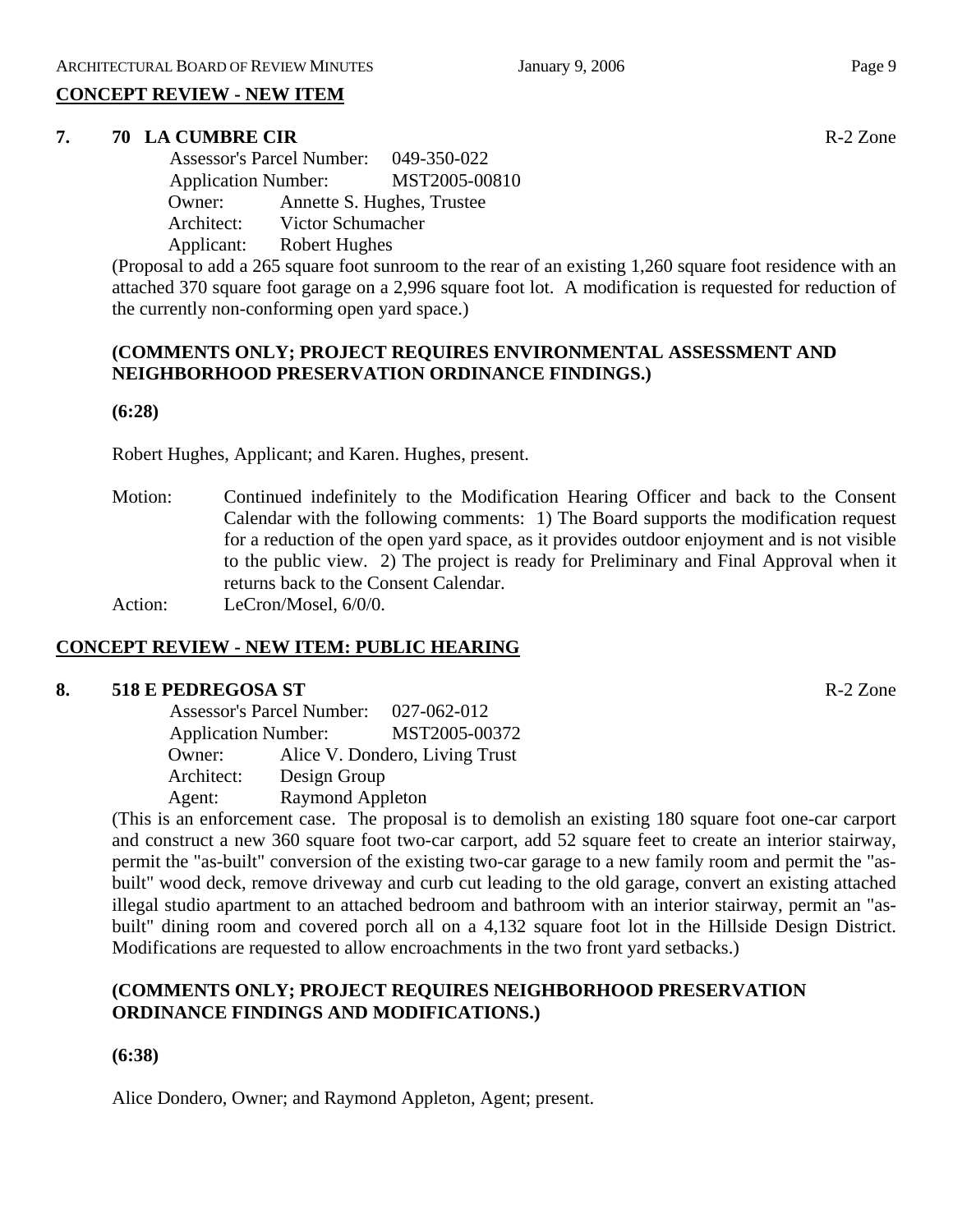## CONCEPT REVIEW - NEW ITEM

**7. 70 LA CUMBRE CIR** R-2 Zone

Assessor's Parcel Number: 049-350-022
Application Number: MST2005-00810
Owner: Annette S. Hughes, Trustee
Architect: Victor Schumacher
Applicant: Robert Hughes

(Proposal to add a 265 square foot sunroom to the rear of an existing 1,260 square foot residence with an attached 370 square foot garage on a 2,996 square foot lot. A modification is requested for reduction of the currently non-conforming open yard space.)

**(COMMENTS ONLY; PROJECT REQUIRES ENVIRONMENTAL ASSESSMENT AND NEIGHBORHOOD PRESERVATION ORDINANCE FINDINGS.)**

**(6:28)**

Robert Hughes, Applicant; and Karen. Hughes, present.

Motion: Continued indefinitely to the Modification Hearing Officer and back to the Consent Calendar with the following comments: 1) The Board supports the modification request for a reduction of the open yard space, as it provides outdoor enjoyment and is not visible to the public view. 2) The project is ready for Preliminary and Final Approval when it returns back to the Consent Calendar.

Action: LeCron/Mosel, 6/0/0.

## CONCEPT REVIEW - NEW ITEM: PUBLIC HEARING

**8. 518 E PEDREGOSA ST** R-2 Zone

Assessor's Parcel Number: 027-062-012
Application Number: MST2005-00372
Owner: Alice V. Dondero, Living Trust
Architect: Design Group
Agent: Raymond Appleton

(This is an enforcement case. The proposal is to demolish an existing 180 square foot one-car carport and construct a new 360 square foot two-car carport, add 52 square feet to create an interior stairway, permit the "as-built" conversion of the existing two-car garage to a new family room and permit the "as-built" wood deck, remove driveway and curb cut leading to the old garage, convert an existing attached illegal studio apartment to an attached bedroom and bathroom with an interior stairway, permit an "as-built" dining room and covered porch all on a 4,132 square foot lot in the Hillside Design District. Modifications are requested to allow encroachments in the two front yard setbacks.)

**(COMMENTS ONLY; PROJECT REQUIRES NEIGHBORHOOD PRESERVATION ORDINANCE FINDINGS AND MODIFICATIONS.)**

**(6:38)**

Alice Dondero, Owner; and Raymond Appleton, Agent; present.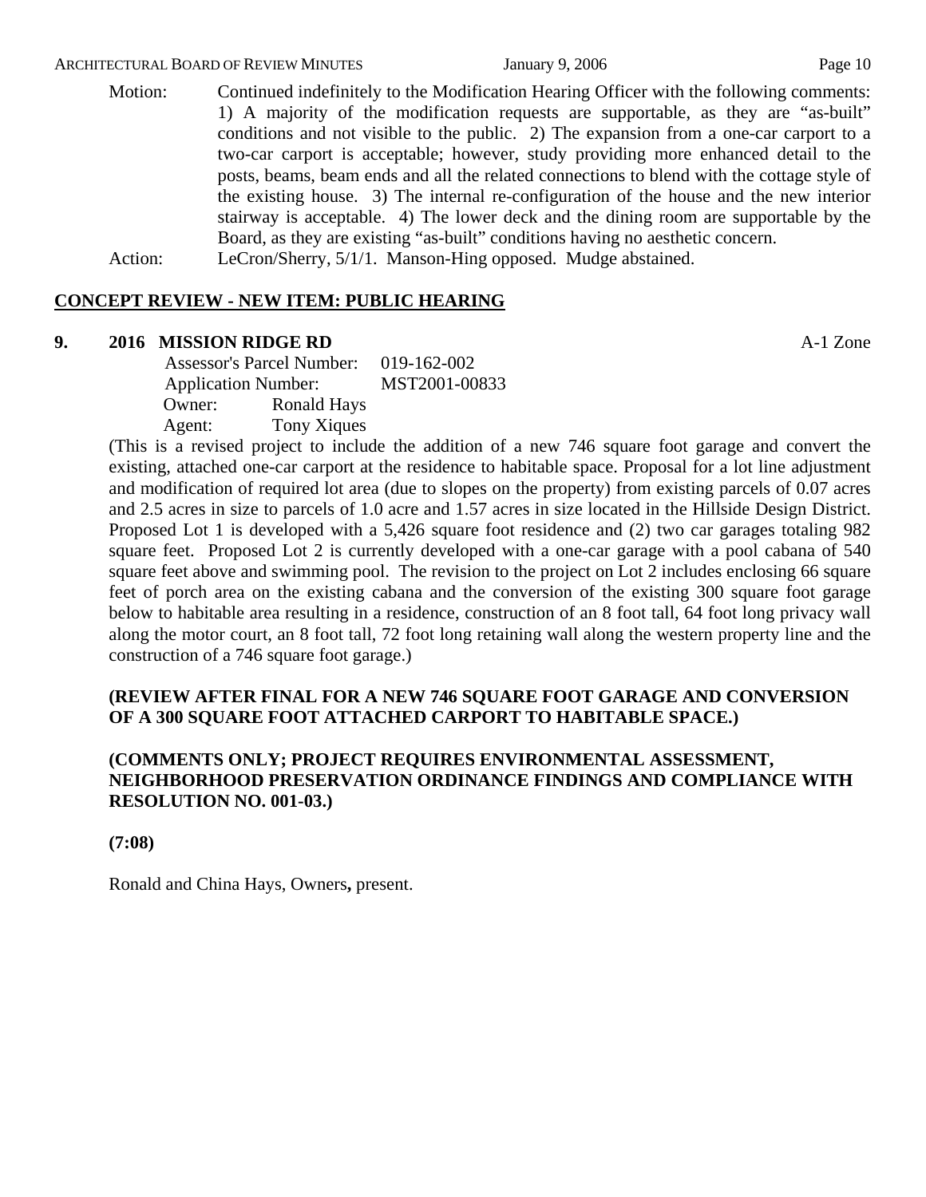Motion: Continued indefinitely to the Modification Hearing Officer with the following comments: 1) A majority of the modification requests are supportable, as they are "as-built" conditions and not visible to the public. 2) The expansion from a one-car carport to a two-car carport is acceptable; however, study providing more enhanced detail to the posts, beams, beam ends and all the related connections to blend with the cottage style of the existing house. 3) The internal re-configuration of the house and the new interior stairway is acceptable. 4) The lower deck and the dining room are supportable by the Board, as they are existing "as-built" conditions having no aesthetic concern.

Action: LeCron/Sherry, 5/1/1. Manson-Hing opposed. Mudge abstained.

## CONCEPT REVIEW - NEW ITEM: PUBLIC HEARING

**9. 2016 MISSION RIDGE RD** A-1 Zone

Assessor's Parcel Number: 019-162-002
Application Number: MST2001-00833
Owner: Ronald Hays
Agent: Tony Xiques

(This is a revised project to include the addition of a new 746 square foot garage and convert the existing, attached one-car carport at the residence to habitable space. Proposal for a lot line adjustment and modification of required lot area (due to slopes on the property) from existing parcels of 0.07 acres and 2.5 acres in size to parcels of 1.0 acre and 1.57 acres in size located in the Hillside Design District. Proposed Lot 1 is developed with a 5,426 square foot residence and (2) two car garages totaling 982 square feet. Proposed Lot 2 is currently developed with a one-car garage with a pool cabana of 540 square feet above and swimming pool. The revision to the project on Lot 2 includes enclosing 66 square feet of porch area on the existing cabana and the conversion of the existing 300 square foot garage below to habitable area resulting in a residence, construction of an 8 foot tall, 64 foot long privacy wall along the motor court, an 8 foot tall, 72 foot long retaining wall along the western property line and the construction of a 746 square foot garage.)

**(REVIEW AFTER FINAL FOR A NEW 746 SQUARE FOOT GARAGE AND CONVERSION OF A 300 SQUARE FOOT ATTACHED CARPORT TO HABITABLE SPACE.)**

**(COMMENTS ONLY; PROJECT REQUIRES ENVIRONMENTAL ASSESSMENT, NEIGHBORHOOD PRESERVATION ORDINANCE FINDINGS AND COMPLIANCE WITH RESOLUTION NO. 001-03.)**

**(7:08)**

Ronald and China Hays, Owners**,** present.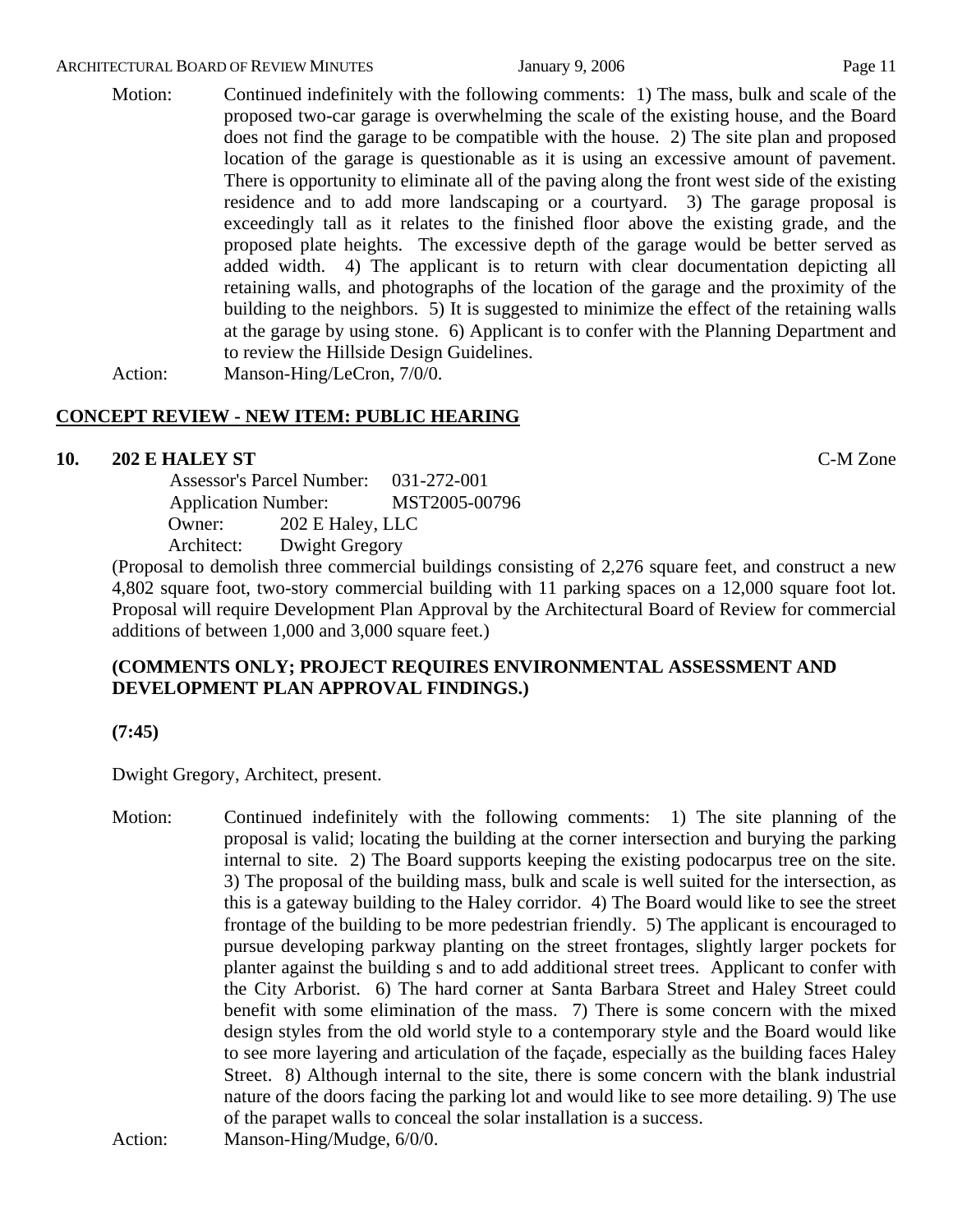Motion: Continued indefinitely with the following comments: 1) The mass, bulk and scale of the proposed two-car garage is overwhelming the scale of the existing house, and the Board does not find the garage to be compatible with the house. 2) The site plan and proposed location of the garage is questionable as it is using an excessive amount of pavement. There is opportunity to eliminate all of the paving along the front west side of the existing residence and to add more landscaping or a courtyard. 3) The garage proposal is exceedingly tall as it relates to the finished floor above the existing grade, and the proposed plate heights. The excessive depth of the garage would be better served as added width. 4) The applicant is to return with clear documentation depicting all retaining walls, and photographs of the location of the garage and the proximity of the building to the neighbors. 5) It is suggested to minimize the effect of the retaining walls at the garage by using stone. 6) Applicant is to confer with the Planning Department and to review the Hillside Design Guidelines.

Action: Manson-Hing/LeCron, 7/0/0.

## CONCEPT REVIEW - NEW ITEM: PUBLIC HEARING

**10. 202 E HALEY ST** C-M Zone

Assessor's Parcel Number: 031-272-001
Application Number: MST2005-00796
Owner: 202 E Haley, LLC
Architect: Dwight Gregory

(Proposal to demolish three commercial buildings consisting of 2,276 square feet, and construct a new 4,802 square foot, two-story commercial building with 11 parking spaces on a 12,000 square foot lot. Proposal will require Development Plan Approval by the Architectural Board of Review for commercial additions of between 1,000 and 3,000 square feet.)

**(COMMENTS ONLY; PROJECT REQUIRES ENVIRONMENTAL ASSESSMENT AND DEVELOPMENT PLAN APPROVAL FINDINGS.)**

**(7:45)**

Dwight Gregory, Architect, present.

Motion: Continued indefinitely with the following comments: 1) The site planning of the proposal is valid; locating the building at the corner intersection and burying the parking internal to site. 2) The Board supports keeping the existing podocarpus tree on the site. 3) The proposal of the building mass, bulk and scale is well suited for the intersection, as this is a gateway building to the Haley corridor. 4) The Board would like to see the street frontage of the building to be more pedestrian friendly. 5) The applicant is encouraged to pursue developing parkway planting on the street frontages, slightly larger pockets for planter against the building s and to add additional street trees. Applicant to confer with the City Arborist. 6) The hard corner at Santa Barbara Street and Haley Street could benefit with some elimination of the mass. 7) There is some concern with the mixed design styles from the old world style to a contemporary style and the Board would like to see more layering and articulation of the façade, especially as the building faces Haley Street. 8) Although internal to the site, there is some concern with the blank industrial nature of the doors facing the parking lot and would like to see more detailing. 9) The use of the parapet walls to conceal the solar installation is a success.

Action: Manson-Hing/Mudge, 6/0/0.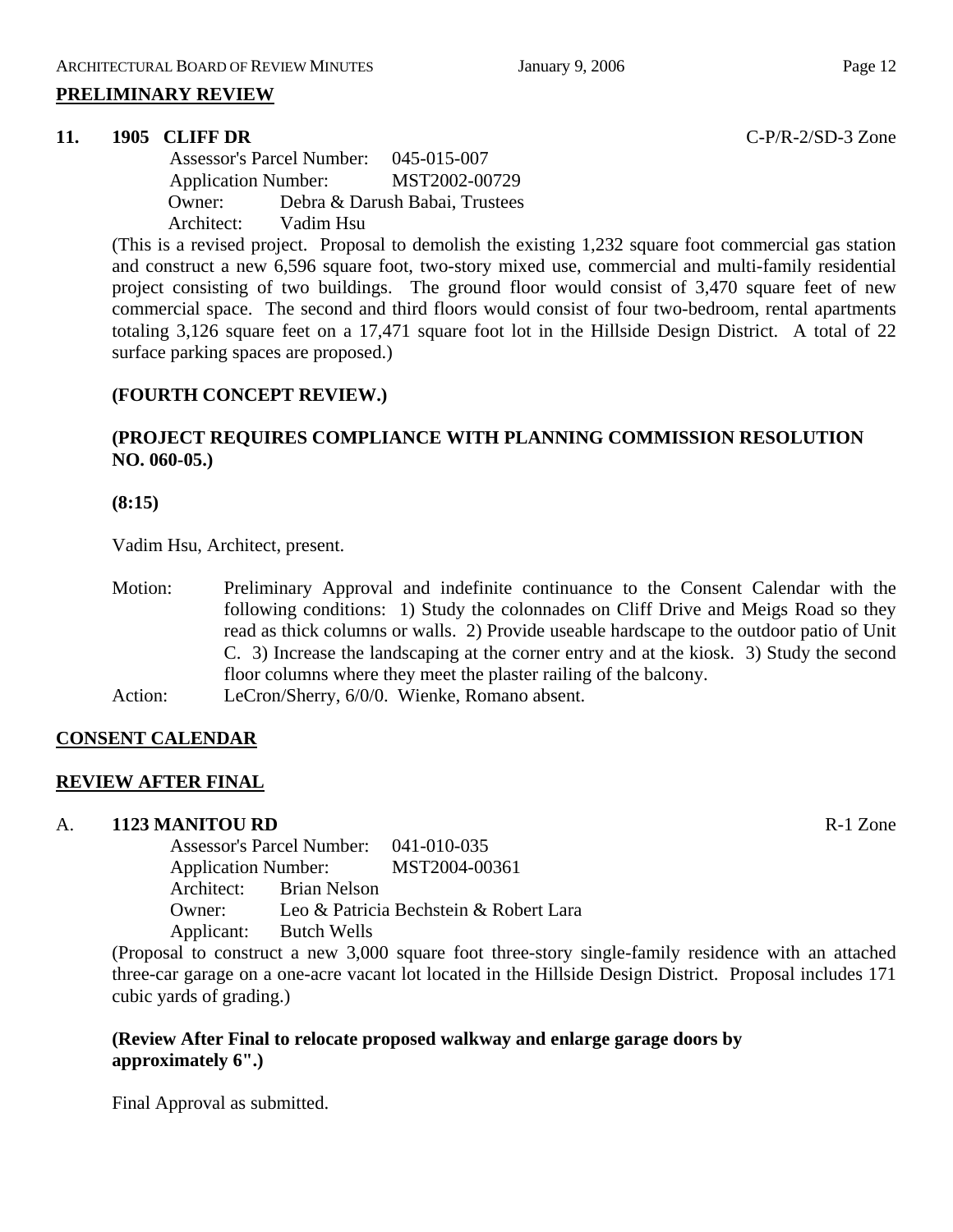## PRELIMINARY REVIEW

**11. 1905 CLIFF DR** C-P/R-2/SD-3 Zone

Assessor's Parcel Number: 045-015-007
Application Number: MST2002-00729
Owner: Debra & Darush Babai, Trustees
Architect: Vadim Hsu

(This is a revised project. Proposal to demolish the existing 1,232 square foot commercial gas station and construct a new 6,596 square foot, two-story mixed use, commercial and multi-family residential project consisting of two buildings. The ground floor would consist of 3,470 square feet of new commercial space. The second and third floors would consist of four two-bedroom, rental apartments totaling 3,126 square feet on a 17,471 square foot lot in the Hillside Design District. A total of 22 surface parking spaces are proposed.)

**(FOURTH CONCEPT REVIEW.)**

**(PROJECT REQUIRES COMPLIANCE WITH PLANNING COMMISSION RESOLUTION NO. 060-05.)**

**(8:15)**

Vadim Hsu, Architect, present.

Motion: Preliminary Approval and indefinite continuance to the Consent Calendar with the following conditions: 1) Study the colonnades on Cliff Drive and Meigs Road so they read as thick columns or walls. 2) Provide useable hardscape to the outdoor patio of Unit C. 3) Increase the landscaping at the corner entry and at the kiosk. 3) Study the second floor columns where they meet the plaster railing of the balcony.

Action: LeCron/Sherry, 6/0/0. Wienke, Romano absent.

## CONSENT CALENDAR

## REVIEW AFTER FINAL

**A. 1123 MANITOU RD** R-1 Zone

Assessor's Parcel Number: 041-010-035
Application Number: MST2004-00361
Architect: Brian Nelson
Owner: Leo & Patricia Bechstein & Robert Lara
Applicant: Butch Wells

(Proposal to construct a new 3,000 square foot three-story single-family residence with an attached three-car garage on a one-acre vacant lot located in the Hillside Design District. Proposal includes 171 cubic yards of grading.)

**(Review After Final to relocate proposed walkway and enlarge garage doors by approximately 6".)**

Final Approval as submitted.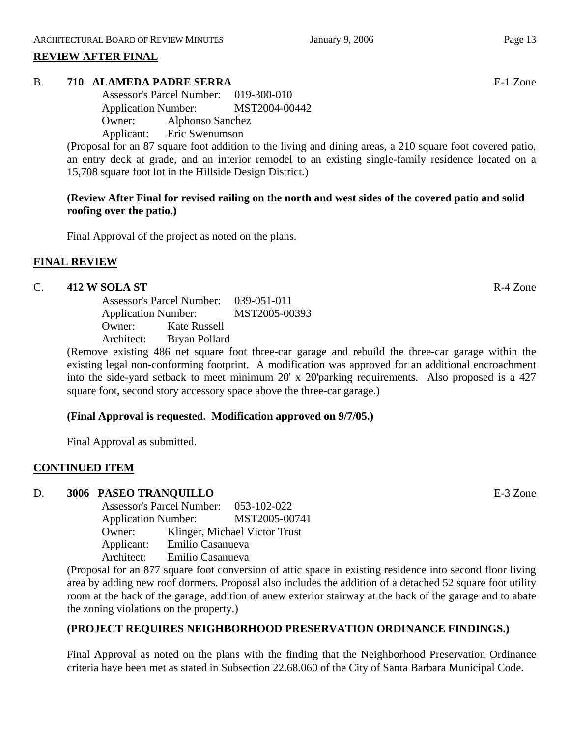## REVIEW AFTER FINAL

**B. 710 ALAMEDA PADRE SERRA** E-1 Zone

Assessor's Parcel Number: 019-300-010
Application Number: MST2004-00442
Owner: Alphonso Sanchez
Applicant: Eric Swenumson

(Proposal for an 87 square foot addition to the living and dining areas, a 210 square foot covered patio, an entry deck at grade, and an interior remodel to an existing single-family residence located on a 15,708 square foot lot in the Hillside Design District.)

**(Review After Final for revised railing on the north and west sides of the covered patio and solid roofing over the patio.)**

Final Approval of the project as noted on the plans.

## FINAL REVIEW

**C. 412 W SOLA ST** R-4 Zone

Assessor's Parcel Number: 039-051-011
Application Number: MST2005-00393
Owner: Kate Russell
Architect: Bryan Pollard

(Remove existing 486 net square foot three-car garage and rebuild the three-car garage within the existing legal non-conforming footprint. A modification was approved for an additional encroachment into the side-yard setback to meet minimum 20' x 20'parking requirements. Also proposed is a 427 square foot, second story accessory space above the three-car garage.)

**(Final Approval is requested. Modification approved on 9/7/05.)**

Final Approval as submitted.

## CONTINUED ITEM

**D. 3006 PASEO TRANQUILLO** E-3 Zone

Assessor's Parcel Number: 053-102-022
Application Number: MST2005-00741
Owner: Klinger, Michael Victor Trust
Applicant: Emilio Casanueva
Architect: Emilio Casanueva

(Proposal for an 877 square foot conversion of attic space in existing residence into second floor living area by adding new roof dormers. Proposal also includes the addition of a detached 52 square foot utility room at the back of the garage, addition of anew exterior stairway at the back of the garage and to abate the zoning violations on the property.)

**(PROJECT REQUIRES NEIGHBORHOOD PRESERVATION ORDINANCE FINDINGS.)**

Final Approval as noted on the plans with the finding that the Neighborhood Preservation Ordinance criteria have been met as stated in Subsection 22.68.060 of the City of Santa Barbara Municipal Code.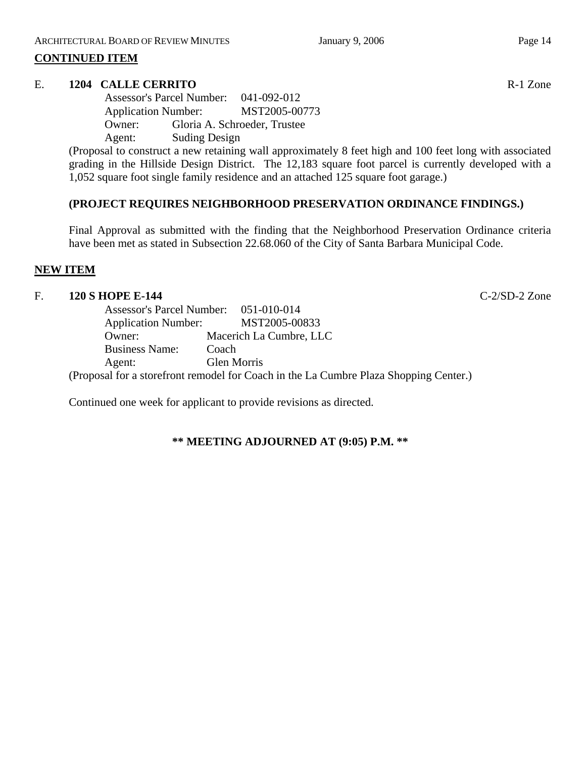## CONTINUED ITEM

**E. 1204 CALLE CERRITO** R-1 Zone

Assessor's Parcel Number: 041-092-012
Application Number: MST2005-00773
Owner: Gloria A. Schroeder, Trustee
Agent: Suding Design

(Proposal to construct a new retaining wall approximately 8 feet high and 100 feet long with associated grading in the Hillside Design District. The 12,183 square foot parcel is currently developed with a 1,052 square foot single family residence and an attached 125 square foot garage.)

**(PROJECT REQUIRES NEIGHBORHOOD PRESERVATION ORDINANCE FINDINGS.)**

Final Approval as submitted with the finding that the Neighborhood Preservation Ordinance criteria have been met as stated in Subsection 22.68.060 of the City of Santa Barbara Municipal Code.

## NEW ITEM

**F. 120 S HOPE E-144** C-2/SD-2 Zone

Assessor's Parcel Number: 051-010-014
Application Number: MST2005-00833
Owner: Macerich La Cumbre, LLC
Business Name: Coach
Agent: Glen Morris

(Proposal for a storefront remodel for Coach in the La Cumbre Plaza Shopping Center.)

Continued one week for applicant to provide revisions as directed.

**\*\* MEETING ADJOURNED AT (9:05) P.M. \*\***